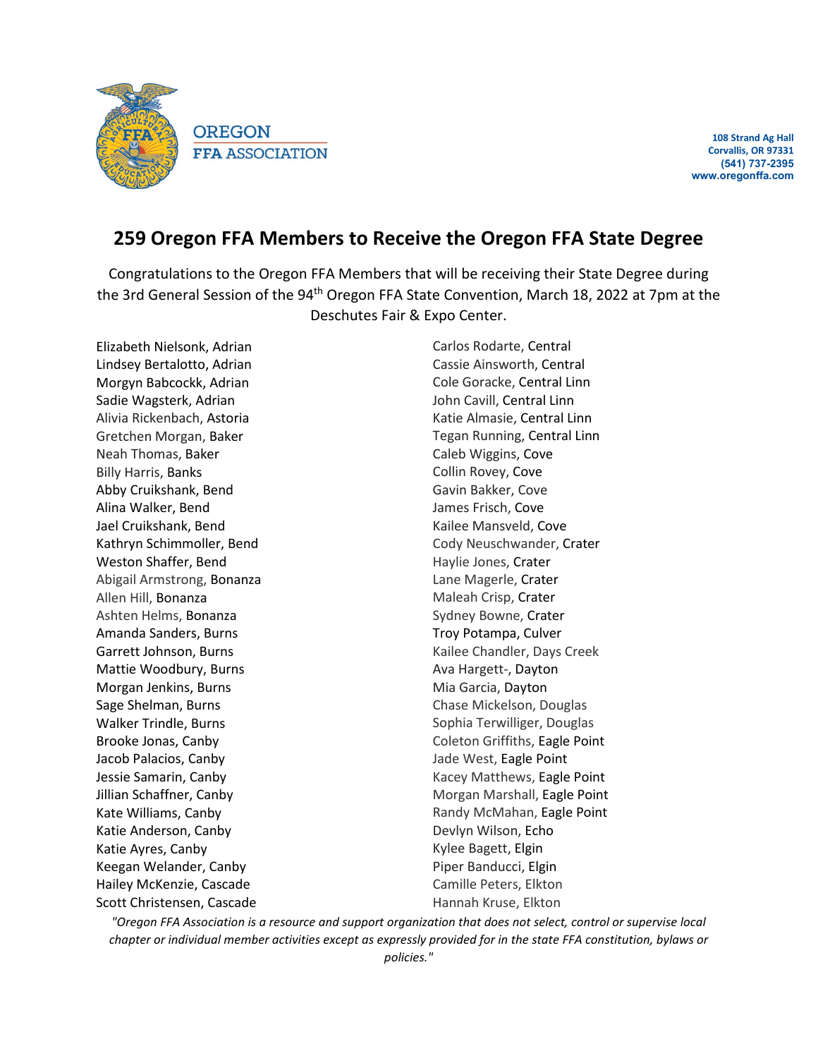OREGON
FFA ASSOCIATION

108 Strand Ag Hall
Corvallis, OR 97331
(541) 737-2395
www.oregonffa.com

# 259 Oregon FFA Members to Receive the Oregon FFA State Degree

Congratulations to the Oregon FFA Members that will be receiving their State Degree during the 3rd General Session of the 94th Oregon FFA State Convention, March 18, 2022 at 7pm at the Deschutes Fair & Expo Center.

Elizabeth Nielsonk, Adrian
Lindsey Bertalotto, Adrian
Morgyn Babcockk, Adrian
Sadie Wagsterk, Adrian
Alivia Rickenbach, Astoria
Gretchen Morgan, Baker
Neah Thomas, Baker
Billy Harris, Banks
Abby Cruikshank, Bend
Alina Walker, Bend
Jael Cruikshank, Bend
Kathryn Schimmoller, Bend
Weston Shaffer, Bend
Abigail Armstrong, Bonanza
Allen Hill, Bonanza
Ashten Helms, Bonanza
Amanda Sanders, Burns
Garrett Johnson, Burns
Mattie Woodbury, Burns
Morgan Jenkins, Burns
Sage Shelman, Burns
Walker Trindle, Burns
Brooke Jonas, Canby
Jacob Palacios, Canby
Jessie Samarin, Canby
Jillian Schaffner, Canby
Kate Williams, Canby
Katie Anderson, Canby
Katie Ayres, Canby
Keegan Welander, Canby
Hailey McKenzie, Cascade
Scott Christensen, Cascade
Carlos Rodarte, Central
Cassie Ainsworth, Central
Cole Goracke, Central Linn
John Cavill, Central Linn
Katie Almasie, Central Linn
Tegan Running, Central Linn
Caleb Wiggins, Cove
Collin Rovey, Cove
Gavin Bakker, Cove
James Frisch, Cove
Kailee Mansveld, Cove
Cody Neuschwander, Crater
Haylie Jones, Crater
Lane Magerle, Crater
Maleah Crisp, Crater
Sydney Bowne, Crater
Troy Potampa, Culver
Kailee Chandler, Days Creek
Ava Hargett-, Dayton
Mia Garcia, Dayton
Chase Mickelson, Douglas
Sophia Terwilliger, Douglas
Coleton Griffiths, Eagle Point
Jade West, Eagle Point
Kacey Matthews, Eagle Point
Morgan Marshall, Eagle Point
Randy McMahan, Eagle Point
Devlyn Wilson, Echo
Kylee Bagett, Elgin
Piper Banducci, Elgin
Camille Peters, Elkton
Hannah Kruse, Elkton

*"Oregon FFA Association is a resource and support organization that does not select, control or supervise local chapter or individual member activities except as expressly provided for in the state FFA constitution, bylaws or policies."*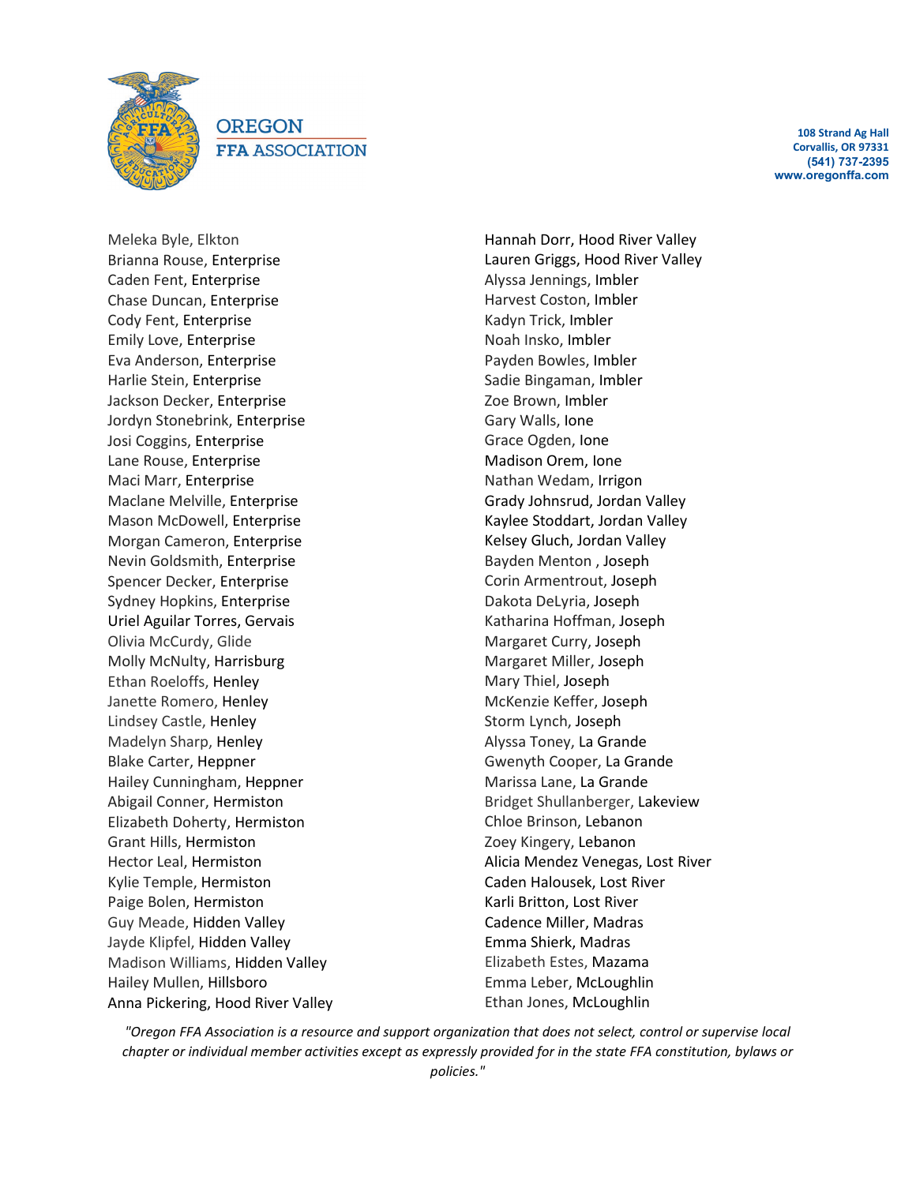Meleka Byle, Elkton
Brianna Rouse, Enterprise
Caden Fent, Enterprise
Chase Duncan, Enterprise
Cody Fent, Enterprise
Emily Love, Enterprise
Eva Anderson, Enterprise
Harlie Stein, Enterprise
Jackson Decker, Enterprise
Jordyn Stonebrink, Enterprise
Josi Coggins, Enterprise
Lane Rouse, Enterprise
Maci Marr, Enterprise
Maclane Melville, Enterprise
Mason McDowell, Enterprise
Morgan Cameron, Enterprise
Nevin Goldsmith, Enterprise
Spencer Decker, Enterprise
Sydney Hopkins, Enterprise
Uriel Aguilar Torres, Gervais
Olivia McCurdy, Glide
Molly McNulty, Harrisburg
Ethan Roeloffs, Henley
Janette Romero, Henley
Lindsey Castle, Henley
Madelyn Sharp, Henley
Blake Carter, Heppner
Hailey Cunningham, Heppner
Abigail Conner, Hermiston
Elizabeth Doherty, Hermiston
Grant Hills, Hermiston
Hector Leal, Hermiston
Kylie Temple, Hermiston
Paige Bolen, Hermiston
Guy Meade, Hidden Valley
Jayde Klipfel, Hidden Valley
Madison Williams, Hidden Valley
Hailey Mullen, Hillsboro
Anna Pickering, Hood River Valley
Hannah Dorr, Hood River Valley
Lauren Griggs, Hood River Valley
Alyssa Jennings, Imbler
Harvest Coston, Imbler
Kadyn Trick, Imbler
Noah Insko, Imbler
Payden Bowles, Imbler
Sadie Bingaman, Imbler
Zoe Brown, Imbler
Gary Walls, Ione
Grace Ogden, Ione
Madison Orem, Ione
Nathan Wedam, Irrigon
Grady Johnsrud, Jordan Valley
Kaylee Stoddart, Jordan Valley
Kelsey Gluch, Jordan Valley
Bayden Menton , Joseph
Corin Armentrout, Joseph
Dakota DeLyria, Joseph
Katharina Hoffman, Joseph
Margaret Curry, Joseph
Margaret Miller, Joseph
Mary Thiel, Joseph
McKenzie Keffer, Joseph
Storm Lynch, Joseph
Alyssa Toney, La Grande
Gwenyth Cooper, La Grande
Marissa Lane, La Grande
Bridget Shullanberger, Lakeview
Chloe Brinson, Lebanon
Zoey Kingery, Lebanon
Alicia Mendez Venegas, Lost River
Caden Halousek, Lost River
Karli Britton, Lost River
Cadence Miller, Madras
Emma Shierk, Madras
Elizabeth Estes, Mazama
Emma Leber, McLoughlin
Ethan Jones, McLoughlin

*"Oregon FFA Association is a resource and support organization that does not select, control or supervise local chapter or individual member activities except as expressly provided for in the state FFA constitution, bylaws or policies."*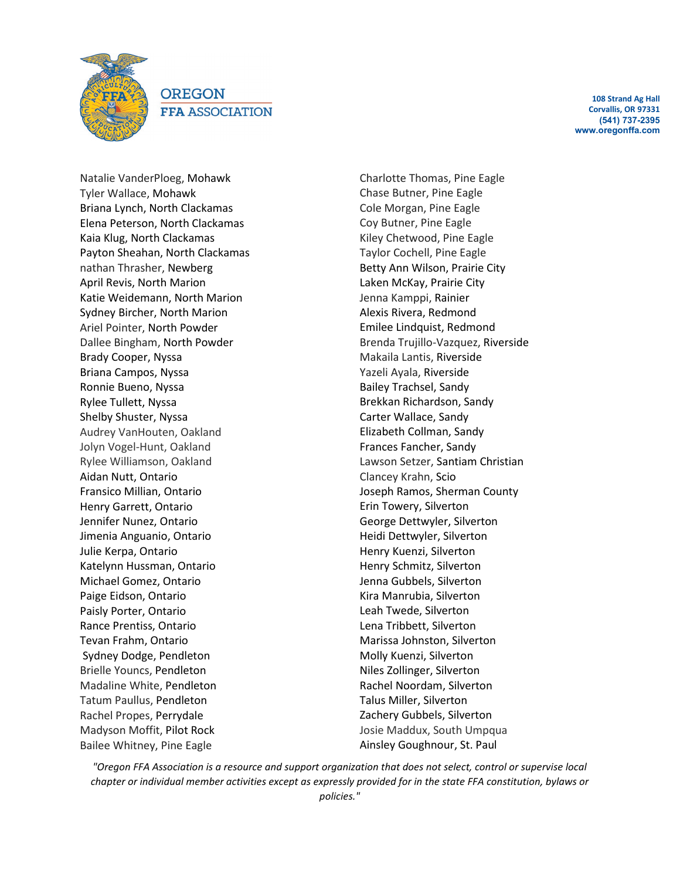Natalie VanderPloeg, Mohawk
Tyler Wallace, Mohawk
Briana Lynch, North Clackamas
Elena Peterson, North Clackamas
Kaia Klug, North Clackamas
Payton Sheahan, North Clackamas
nathan Thrasher, Newberg
April Revis, North Marion
Katie Weidemann, North Marion
Sydney Bircher, North Marion
Ariel Pointer, North Powder
Dallee Bingham, North Powder
Brady Cooper, Nyssa
Briana Campos, Nyssa
Ronnie Bueno, Nyssa
Rylee Tullett, Nyssa
Shelby Shuster, Nyssa
Audrey VanHouten, Oakland
Jolyn Vogel-Hunt, Oakland
Rylee Williamson, Oakland
Aidan Nutt, Ontario
Fransico Millian, Ontario
Henry Garrett, Ontario
Jennifer Nunez, Ontario
Jimenia Anguanio, Ontario
Julie Kerpa, Ontario
Katelynn Hussman, Ontario
Michael Gomez, Ontario
Paige Eidson, Ontario
Paisly Porter, Ontario
Rance Prentiss, Ontario
Tevan Frahm, Ontario
Sydney Dodge, Pendleton
Brielle Youncs, Pendleton
Madaline White, Pendleton
Tatum Paullus, Pendleton
Rachel Propes, Perrydale
Madyson Moffit, Pilot Rock
Bailee Whitney, Pine Eagle
Charlotte Thomas, Pine Eagle
Chase Butner, Pine Eagle
Cole Morgan, Pine Eagle
Coy Butner, Pine Eagle
Kiley Chetwood, Pine Eagle
Taylor Cochell, Pine Eagle
Betty Ann Wilson, Prairie City
Laken McKay, Prairie City
Jenna Kamppi, Rainier
Alexis Rivera, Redmond
Emilee Lindquist, Redmond
Brenda Trujillo-Vazquez, Riverside
Makaila Lantis, Riverside
Yazeli Ayala, Riverside
Bailey Trachsel, Sandy
Brekkan Richardson, Sandy
Carter Wallace, Sandy
Elizabeth Collman, Sandy
Frances Fancher, Sandy
Lawson Setzer, Santiam Christian
Clancey Krahn, Scio
Joseph Ramos, Sherman County
Erin Towery, Silverton
George Dettwyler, Silverton
Heidi Dettwyler, Silverton
Henry Kuenzi, Silverton
Henry Schmitz, Silverton
Jenna Gubbels, Silverton
Kira Manrubia, Silverton
Leah Twede, Silverton
Lena Tribbett, Silverton
Marissa Johnston, Silverton
Molly Kuenzi, Silverton
Niles Zollinger, Silverton
Rachel Noordam, Silverton
Talus Miller, Silverton
Zachery Gubbels, Silverton
Josie Maddux, South Umpqua
Ainsley Goughnour, St. Paul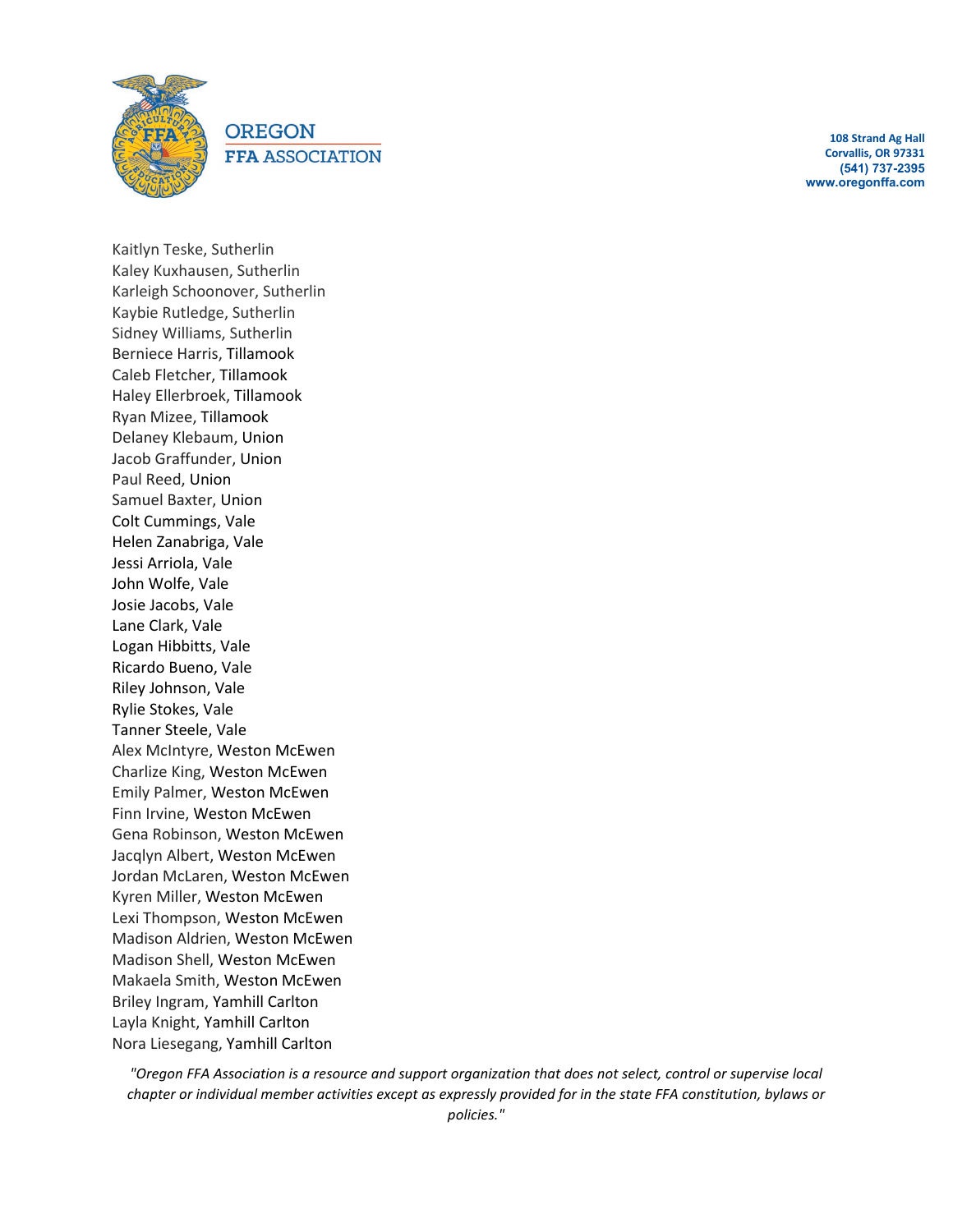Kaitlyn Teske, Sutherlin
Kaley Kuxhausen, Sutherlin
Karleigh Schoonover, Sutherlin
Kaybie Rutledge, Sutherlin
Sidney Williams, Sutherlin
Berniece Harris, Tillamook
Caleb Fletcher, Tillamook
Haley Ellerbroek, Tillamook
Ryan Mizee, Tillamook
Delaney Klebaum, Union
Jacob Graffunder, Union
Paul Reed, Union
Samuel Baxter, Union
Colt Cummings, Vale
Helen Zanabriga, Vale
Jessi Arriola, Vale
John Wolfe, Vale
Josie Jacobs, Vale
Lane Clark, Vale
Logan Hibbitts, Vale
Ricardo Bueno, Vale
Riley Johnson, Vale
Rylie Stokes, Vale
Tanner Steele, Vale
Alex McIntyre, Weston McEwen
Charlize King, Weston McEwen
Emily Palmer, Weston McEwen
Finn Irvine, Weston McEwen
Gena Robinson, Weston McEwen
Jacqlyn Albert, Weston McEwen
Jordan McLaren, Weston McEwen
Kyren Miller, Weston McEwen
Lexi Thompson, Weston McEwen
Madison Aldrien, Weston McEwen
Madison Shell, Weston McEwen
Makaela Smith, Weston McEwen
Briley Ingram, Yamhill Carlton
Layla Knight, Yamhill Carlton
Nora Liesegang, Yamhill Carlton